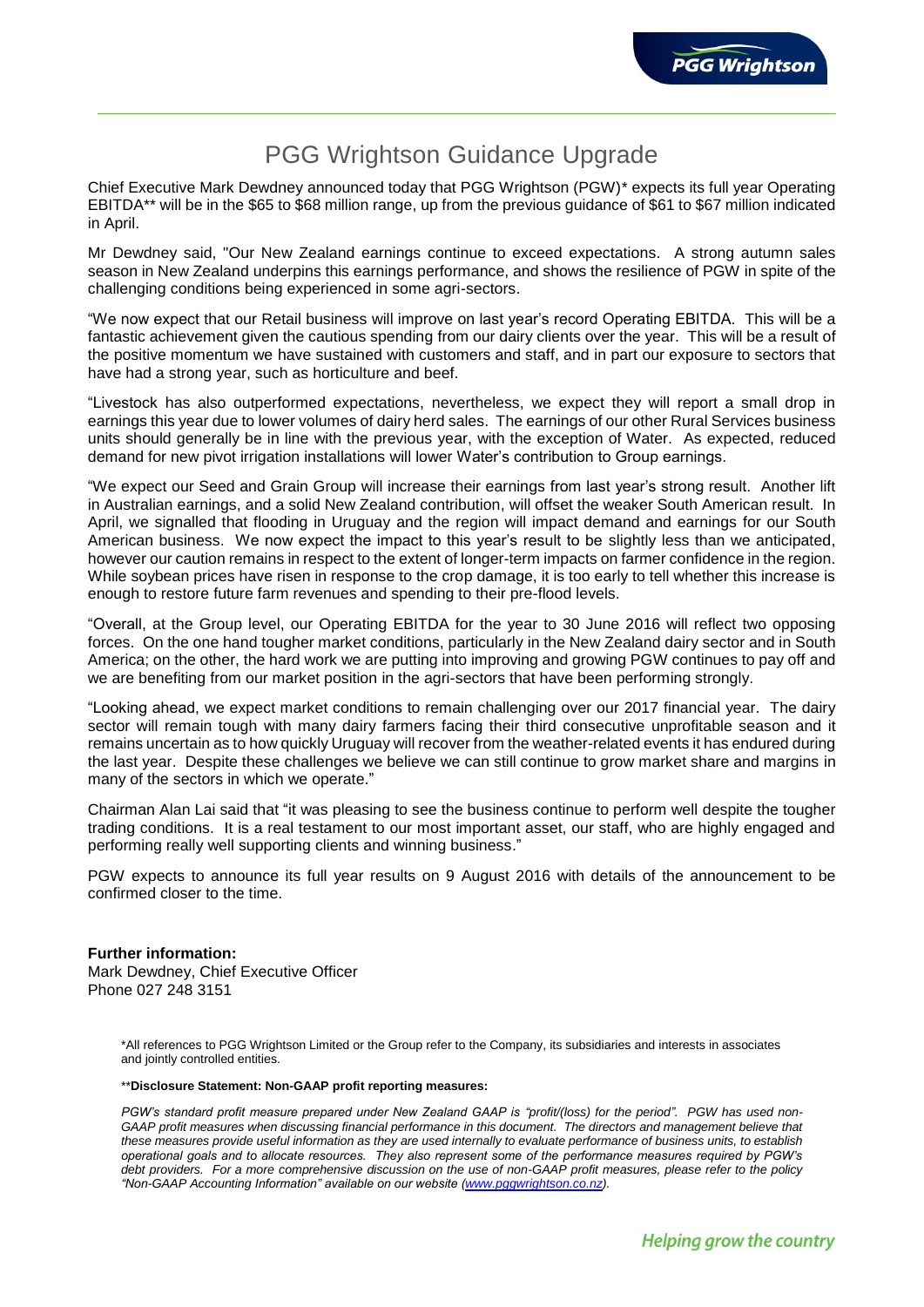# PGG Wrightson Guidance Upgrade

Chief Executive Mark Dewdney announced today that PGG Wrightson (PGW)* expects its full year Operating EBITDA** will be in the $65 to $68 million range, up from the previous guidance of $61 to $67 million indicated in April.

Mr Dewdney said, "Our New Zealand earnings continue to exceed expectations. A strong autumn sales season in New Zealand underpins this earnings performance, and shows the resilience of PGW in spite of the challenging conditions being experienced in some agri-sectors.

"We now expect that our Retail business will improve on last year's record Operating EBITDA. This will be a fantastic achievement given the cautious spending from our dairy clients over the year. This will be a result of the positive momentum we have sustained with customers and staff, and in part our exposure to sectors that have had a strong year, such as horticulture and beef.

"Livestock has also outperformed expectations, nevertheless, we expect they will report a small drop in earnings this year due to lower volumes of dairy herd sales. The earnings of our other Rural Services business units should generally be in line with the previous year, with the exception of Water. As expected, reduced demand for new pivot irrigation installations will lower Water's contribution to Group earnings.

"We expect our Seed and Grain Group will increase their earnings from last year's strong result. Another lift in Australian earnings, and a solid New Zealand contribution, will offset the weaker South American result. In April, we signalled that flooding in Uruguay and the region will impact demand and earnings for our South American business. We now expect the impact to this year's result to be slightly less than we anticipated, however our caution remains in respect to the extent of longer-term impacts on farmer confidence in the region. While soybean prices have risen in response to the crop damage, it is too early to tell whether this increase is enough to restore future farm revenues and spending to their pre-flood levels.

"Overall, at the Group level, our Operating EBITDA for the year to 30 June 2016 will reflect two opposing forces. On the one hand tougher market conditions, particularly in the New Zealand dairy sector and in South America; on the other, the hard work we are putting into improving and growing PGW continues to pay off and we are benefiting from our market position in the agri-sectors that have been performing strongly.

"Looking ahead, we expect market conditions to remain challenging over our 2017 financial year. The dairy sector will remain tough with many dairy farmers facing their third consecutive unprofitable season and it remains uncertain as to how quickly Uruguay will recover from the weather-related events it has endured during the last year. Despite these challenges we believe we can still continue to grow market share and margins in many of the sectors in which we operate."

Chairman Alan Lai said that "it was pleasing to see the business continue to perform well despite the tougher trading conditions. It is a real testament to our most important asset, our staff, who are highly engaged and performing really well supporting clients and winning business."

PGW expects to announce its full year results on 9 August 2016 with details of the announcement to be confirmed closer to the time.

**Further information:**
Mark Dewdney, Chief Executive Officer
Phone 027 248 3151

*All references to PGG Wrightson Limited or the Group refer to the Company, its subsidiaries and interests in associates and jointly controlled entities.

****Disclosure Statement: Non-GAAP profit reporting measures:**

*PGW's standard profit measure prepared under New Zealand GAAP is "profit/(loss) for the period". PGW has used non-GAAP profit measures when discussing financial performance in this document. The directors and management believe that these measures provide useful information as they are used internally to evaluate performance of business units, to establish operational goals and to allocate resources. They also represent some of the performance measures required by PGW's debt providers. For a more comprehensive discussion on the use of non-GAAP profit measures, please refer to the policy "Non-GAAP Accounting Information" available on our website (www.pggwrightson.co.nz).*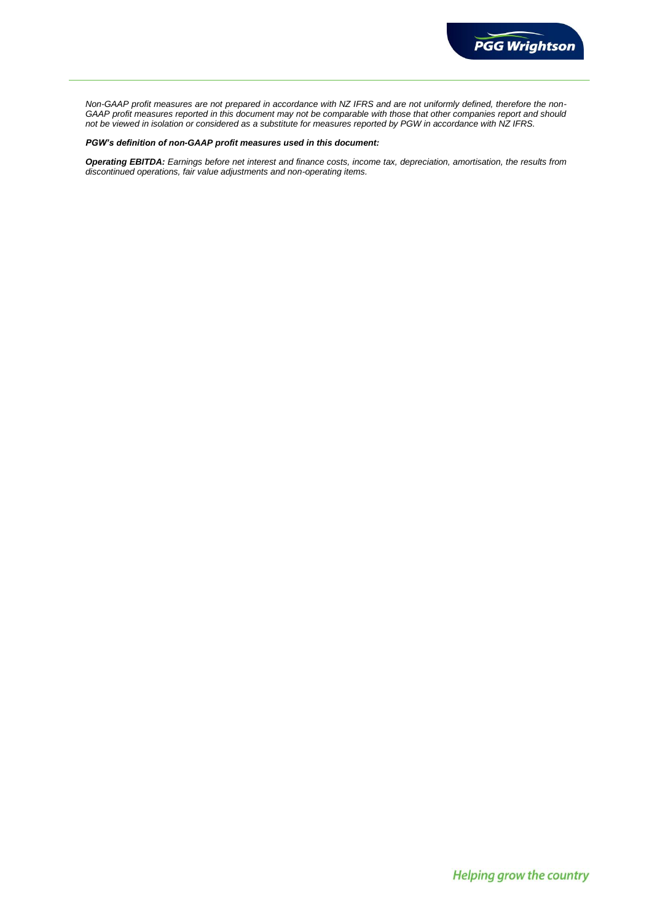*Non-GAAP profit measures are not prepared in accordance with NZ IFRS and are not uniformly defined, therefore the non-GAAP profit measures reported in this document may not be comparable with those that other companies report and should not be viewed in isolation or considered as a substitute for measures reported by PGW in accordance with NZ IFRS.*

***PGW's definition of non-GAAP profit measures used in this document:***

***Operating EBITDA:*** *Earnings before net interest and finance costs, income tax, depreciation, amortisation, the results from discontinued operations, fair value adjustments and non-operating items.*